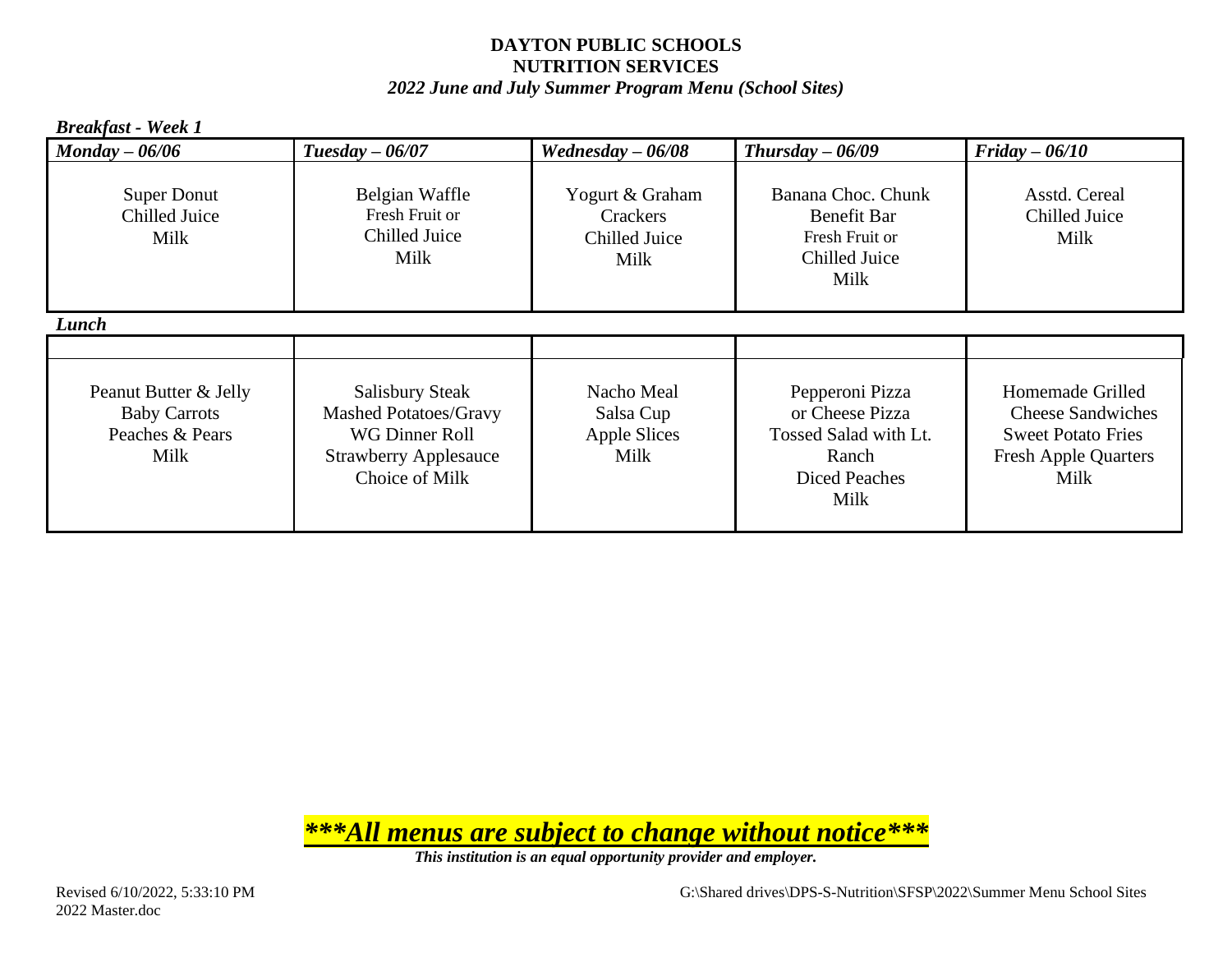**DAYTON PUBLIC SCHOOLS**
**NUTRITION SERVICES**
***2022 June and July Summer Program Menu (School Sites)***

***Breakfast - Week 1***

| *Monday – 06/06* | *Tuesday – 06/07* | *Wednesday – 06/08* | *Thursday – 06/09* | *Friday – 06/10* |
|---|---|---|---|---|
| Super Donut<br>Chilled Juice<br>Milk | Belgian Waffle<br>Fresh Fruit or<br>Chilled Juice<br>Milk | Yogurt & Graham Crackers<br>Chilled Juice<br>Milk | Banana Choc. Chunk Benefit Bar<br>Fresh Fruit or<br>Chilled Juice<br>Milk | Asstd. Cereal<br>Chilled Juice<br>Milk |

***Lunch***

| | | | | |
|---|---|---|---|---|
| Peanut Butter & Jelly<br>Baby Carrots<br>Peaches & Pears<br>Milk | Salisbury Steak<br>Mashed Potatoes/Gravy<br>WG Dinner Roll<br>Strawberry Applesauce<br>Choice of Milk | Nacho Meal<br>Salsa Cup<br>Apple Slices<br>Milk | Pepperoni Pizza<br>or Cheese Pizza<br>Tossed Salad with Lt. Ranch<br>Diced Peaches<br>Milk | Homemade Grilled Cheese Sandwiches<br>Sweet Potato Fries<br>Fresh Apple Quarters<br>Milk |

***\*\*\*All menus are subject to change without notice\*\*\****

***This institution is an equal opportunity provider and employer.***

Revised 6/10/2022, 5:33:10 PM G:\Shared drives\DPS-S-Nutrition\SFSP\2022\Summer Menu School Sites 2022 Master.doc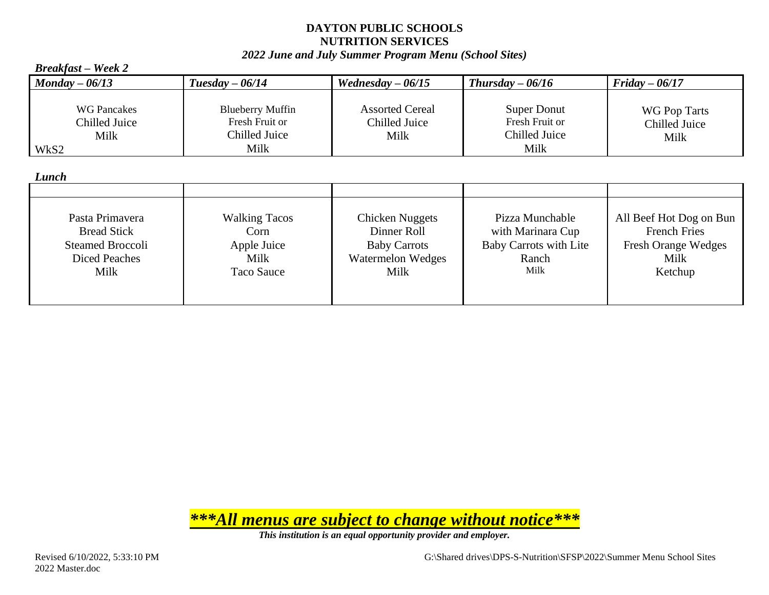**DAYTON PUBLIC SCHOOLS**
**NUTRITION SERVICES**
***2022 June and July Summer Program Menu (School Sites)***

***Breakfast – Week 2***

| *Monday – 06/13* | *Tuesday – 06/14* | *Wednesday – 06/15* | *Thursday – 06/16* | *Friday – 06/17* |
|---|---|---|---|---|
| WG Pancakes<br>Chilled Juice<br>Milk<br>WkS2 | Blueberry Muffin<br>Fresh Fruit or<br>Chilled Juice<br>Milk | Assorted Cereal<br>Chilled Juice<br>Milk | Super Donut<br>Fresh Fruit or<br>Chilled Juice<br>Milk | WG Pop Tarts<br>Chilled Juice<br>Milk |

***Lunch***

| | | | | |
|---|---|---|---|---|
| Pasta Primavera<br>Bread Stick<br>Steamed Broccoli<br>Diced Peaches<br>Milk | Walking Tacos<br>Corn<br>Apple Juice<br>Milk<br>Taco Sauce | Chicken Nuggets<br>Dinner Roll<br>Baby Carrots<br>Watermelon Wedges<br>Milk | Pizza Munchable<br>with Marinara Cup<br>Baby Carrots with Lite<br>Ranch<br>Milk | All Beef Hot Dog on Bun<br>French Fries<br>Fresh Orange Wedges<br>Milk<br>Ketchup |

***\*\*\*All menus are subject to change without notice\*\*\****

***This institution is an equal opportunity provider and employer.***

Revised 6/10/2022, 5:33:10 PM G:\Shared drives\DPS-S-Nutrition\SFSP\2022\Summer Menu School Sites 2022 Master.doc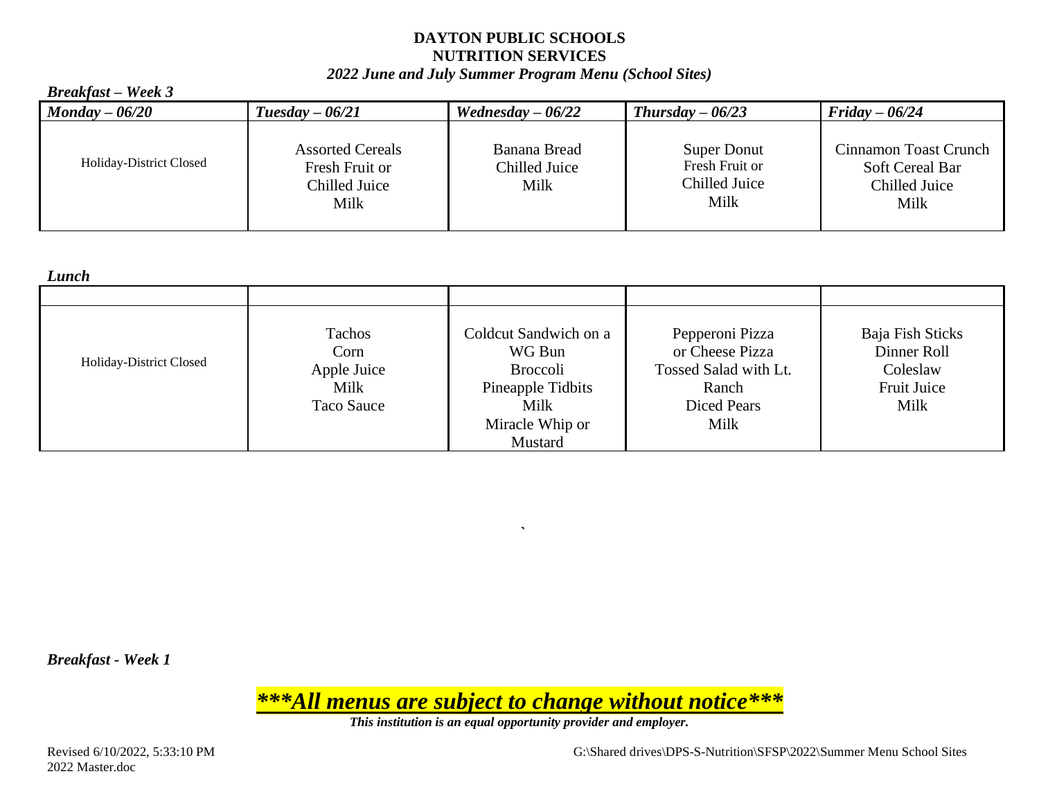**DAYTON PUBLIC SCHOOLS**
**NUTRITION SERVICES**
***2022 June and July Summer Program Menu (School Sites)***

***Breakfast – Week 3***

| *Monday – 06/20* | *Tuesday – 06/21* | *Wednesday – 06/22* | *Thursday – 06/23* | *Friday – 06/24* |
|---|---|---|---|---|
| Holiday-District Closed | Assorted Cereals<br>Fresh Fruit or<br>Chilled Juice<br>Milk | Banana Bread<br>Chilled Juice<br>Milk | Super Donut<br>Fresh Fruit or<br>Chilled Juice<br>Milk | Cinnamon Toast Crunch<br>Soft Cereal Bar<br>Chilled Juice<br>Milk |

***Lunch***

| | | | | |
|---|---|---|---|---|
| Holiday-District Closed | Tachos<br>Corn<br>Apple Juice<br>Milk<br>Taco Sauce | Coldcut Sandwich on a WG Bun<br>Broccoli<br>Pineapple Tidbits<br>Milk<br>Miracle Whip or Mustard | Pepperoni Pizza<br>or Cheese Pizza<br>Tossed Salad with Lt. Ranch<br>Diced Pears<br>Milk | Baja Fish Sticks<br>Dinner Roll<br>Coleslaw<br>Fruit Juice<br>Milk |

`

***Breakfast - Week 1***

***<u>\*\*\*All menus are subject to change without notice\*\*\*</u>***

***This institution is an equal opportunity provider and employer.***

Revised 6/10/2022, 5:33:10 PM
G:\Shared drives\DPS-S-Nutrition\SFSP\2022\Summer Menu School Sites 2022 Master.doc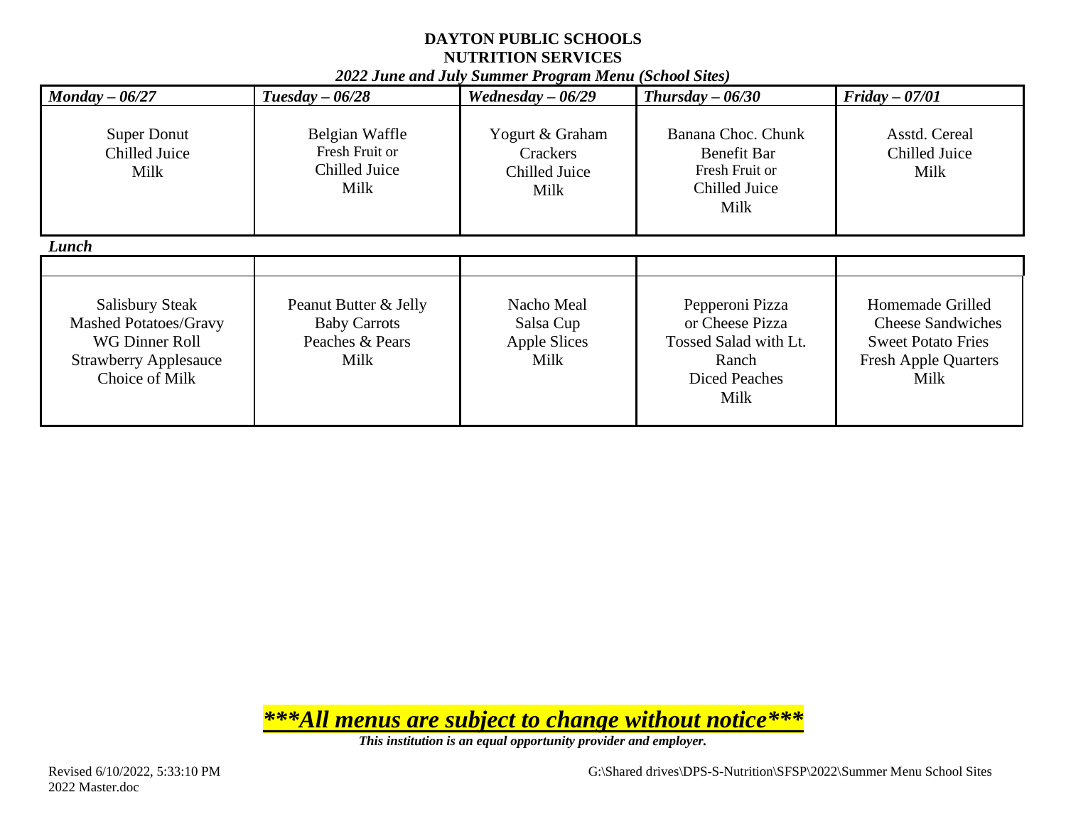**DAYTON PUBLIC SCHOOLS**
**NUTRITION SERVICES**
***2022 June and July Summer Program Menu (School Sites)***

| *Monday – 06/27* | *Tuesday – 06/28* | *Wednesday – 06/29* | *Thursday – 06/30* | *Friday – 07/01* |
|---|---|---|---|---|
| Super Donut<br>Chilled Juice<br>Milk | Belgian Waffle<br>Fresh Fruit or<br>Chilled Juice<br>Milk | Yogurt & Graham Crackers<br>Chilled Juice<br>Milk | Banana Choc. Chunk Benefit Bar<br>Fresh Fruit or<br>Chilled Juice<br>Milk | Asstd. Cereal<br>Chilled Juice<br>Milk |

***Lunch***

| | | | | |
|---|---|---|---|---|
| Salisbury Steak<br>Mashed Potatoes/Gravy<br>WG Dinner Roll<br>Strawberry Applesauce<br>Choice of Milk | Peanut Butter & Jelly<br>Baby Carrots<br>Peaches & Pears<br>Milk | Nacho Meal<br>Salsa Cup<br>Apple Slices<br>Milk | Pepperoni Pizza<br>or Cheese Pizza<br>Tossed Salad with Lt. Ranch<br>Diced Peaches<br>Milk | Homemade Grilled Cheese Sandwiches<br>Sweet Potato Fries<br>Fresh Apple Quarters<br>Milk |

***\*\*\*All menus are subject to change without notice\*\*\****

***This institution is an equal opportunity provider and employer.***

Revised 6/10/2022, 5:33:10 PM G:\Shared drives\DPS-S-Nutrition\SFSP\2022\Summer Menu School Sites 2022 Master.doc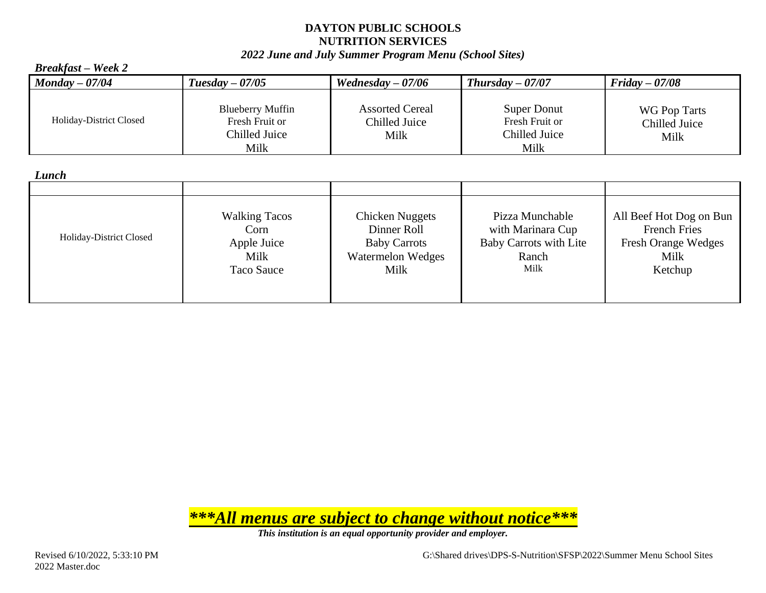**DAYTON PUBLIC SCHOOLS**
**NUTRITION SERVICES**
***2022 June and July Summer Program Menu (School Sites)***

***Breakfast – Week 2***

| *Monday – 07/04* | *Tuesday – 07/05* | *Wednesday – 07/06* | *Thursday – 07/07* | *Friday – 07/08* |
|---|---|---|---|---|
| Holiday-District Closed | Blueberry Muffin<br>Fresh Fruit or<br>Chilled Juice<br>Milk | Assorted Cereal<br>Chilled Juice<br>Milk | Super Donut<br>Fresh Fruit or<br>Chilled Juice<br>Milk | WG Pop Tarts<br>Chilled Juice<br>Milk |

***Lunch***

| | | | | |
|---|---|---|---|---|
| Holiday-District Closed | Walking Tacos<br>Corn<br>Apple Juice<br>Milk<br>Taco Sauce | Chicken Nuggets<br>Dinner Roll<br>Baby Carrots<br>Watermelon Wedges<br>Milk | Pizza Munchable<br>with Marinara Cup<br>Baby Carrots with Lite<br>Ranch<br>Milk | All Beef Hot Dog on Bun<br>French Fries<br>Fresh Orange Wedges<br>Milk<br>Ketchup |

***\*\*\*All menus are subject to change without notice\*\*\****

***This institution is an equal opportunity provider and employer.***

Revised 6/10/2022, 5:33:10 PM    G:\Shared drives\DPS-S-Nutrition\SFSP\2022\Summer Menu School Sites 2022 Master.doc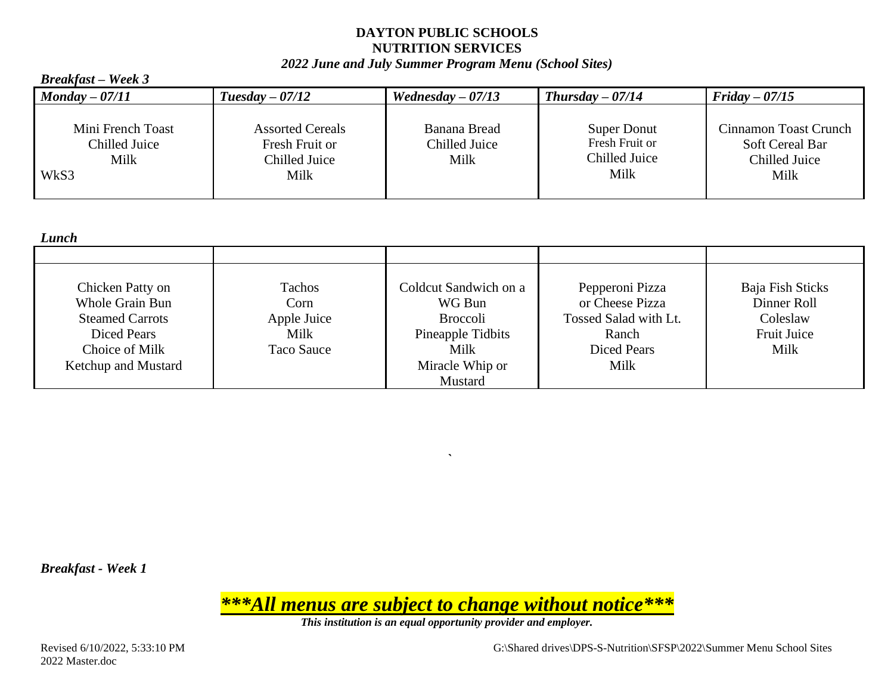**DAYTON PUBLIC SCHOOLS**
**NUTRITION SERVICES**
***2022 June and July Summer Program Menu (School Sites)***

***Breakfast – Week 3***

| *Monday – 07/11* | *Tuesday – 07/12* | *Wednesday – 07/13* | *Thursday – 07/14* | *Friday – 07/15* |
|---|---|---|---|---|
| Mini French Toast<br>Chilled Juice<br>Milk<br>WkS3 | Assorted Cereals<br>Fresh Fruit or<br>Chilled Juice<br>Milk | Banana Bread<br>Chilled Juice<br>Milk | Super Donut<br>Fresh Fruit or<br>Chilled Juice<br>Milk | Cinnamon Toast Crunch<br>Soft Cereal Bar<br>Chilled Juice<br>Milk |

***Lunch***

| | | | | |
|---|---|---|---|---|
| Chicken Patty on<br>Whole Grain Bun<br>Steamed Carrots<br>Diced Pears<br>Choice of Milk<br>Ketchup and Mustard | Tachos<br>Corn<br>Apple Juice<br>Milk<br>Taco Sauce | Coldcut Sandwich on a<br>WG Bun<br>Broccoli<br>Pineapple Tidbits<br>Milk<br>Miracle Whip or<br>Mustard | Pepperoni Pizza<br>or Cheese Pizza<br>Tossed Salad with Lt.<br>Ranch<br>Diced Pears<br>Milk | Baja Fish Sticks<br>Dinner Roll<br>Coleslaw<br>Fruit Juice<br>Milk |

`

***Breakfast - Week 1***

***\*\*\*All menus are subject to change without notice\*\*\****

***This institution is an equal opportunity provider and employer.***

Revised 6/10/2022, 5:33:10 PM G:\Shared drives\DPS-S-Nutrition\SFSP\2022\Summer Menu School Sites 2022 Master.doc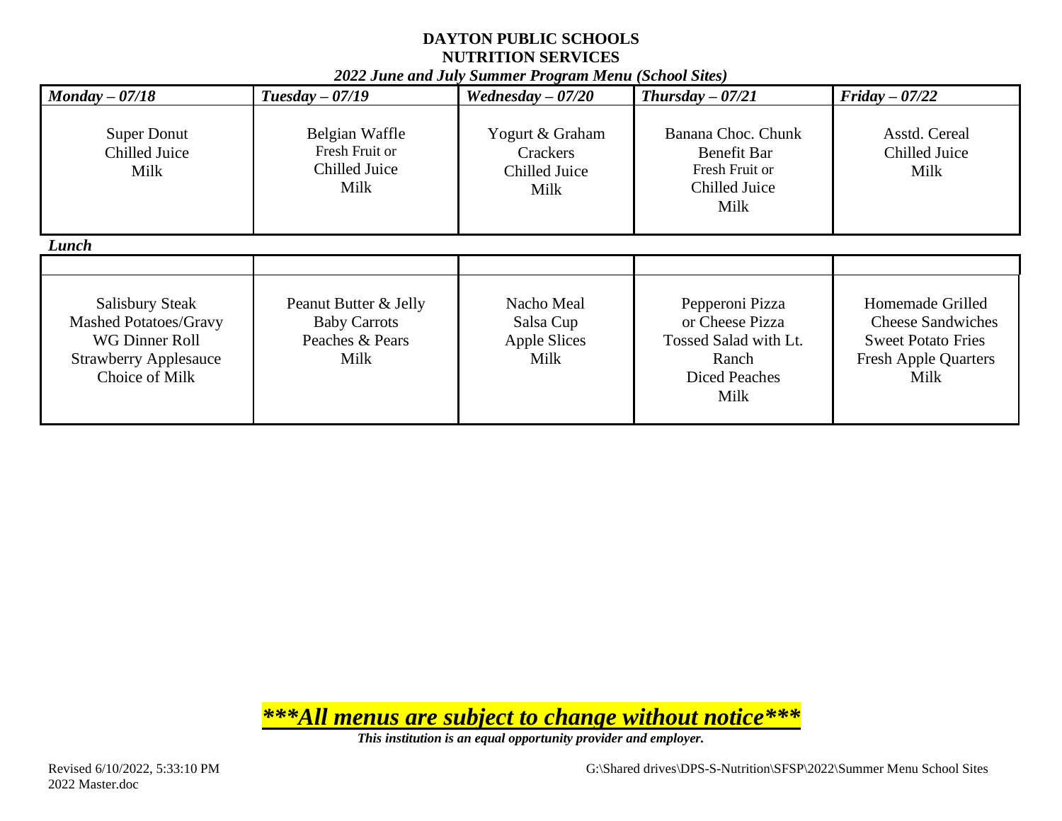**DAYTON PUBLIC SCHOOLS**
**NUTRITION SERVICES**
***2022 June and July Summer Program Menu (School Sites)***

| ***Monday – 07/18*** | ***Tuesday – 07/19*** | ***Wednesday – 07/20*** | ***Thursday – 07/21*** | ***Friday – 07/22*** |
|---|---|---|---|---|
| Super Donut<br>Chilled Juice<br>Milk | Belgian Waffle<br>Fresh Fruit or<br>Chilled Juice<br>Milk | Yogurt & Graham Crackers<br>Chilled Juice<br>Milk | Banana Choc. Chunk Benefit Bar<br>Fresh Fruit or<br>Chilled Juice<br>Milk | Asstd. Cereal<br>Chilled Juice<br>Milk |

***Lunch***

| | | | | |
|---|---|---|---|---|
| Salisbury Steak<br>Mashed Potatoes/Gravy<br>WG Dinner Roll<br>Strawberry Applesauce<br>Choice of Milk | Peanut Butter & Jelly<br>Baby Carrots<br>Peaches & Pears<br>Milk | Nacho Meal<br>Salsa Cup<br>Apple Slices<br>Milk | Pepperoni Pizza<br>or Cheese Pizza<br>Tossed Salad with Lt. Ranch<br>Diced Peaches<br>Milk | Homemade Grilled Cheese Sandwiches<br>Sweet Potato Fries<br>Fresh Apple Quarters<br>Milk |

***\*\*\*All menus are subject to change without notice\*\*\****

***This institution is an equal opportunity provider and employer.***

Revised 6/10/2022, 5:33:10 PM G:\Shared drives\DPS-S-Nutrition\SFSP\2022\Summer Menu School Sites 2022 Master.doc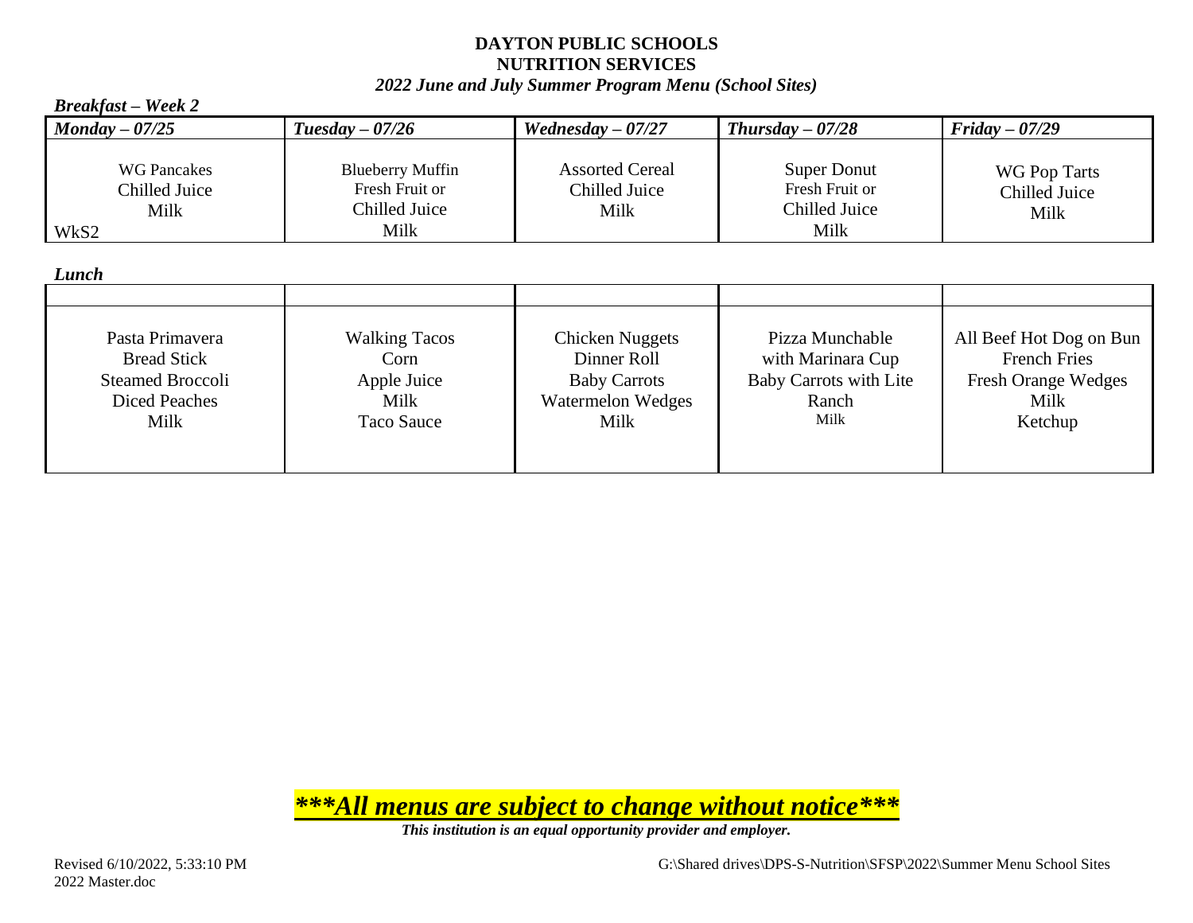**DAYTON PUBLIC SCHOOLS**
**NUTRITION SERVICES**
***2022 June and July Summer Program Menu (School Sites)***

***Breakfast – Week 2***

| ***Monday – 07/25*** | ***Tuesday – 07/26*** | ***Wednesday – 07/27*** | ***Thursday – 07/28*** | ***Friday – 07/29*** |
|---|---|---|---|---|
| WG Pancakes<br>Chilled Juice<br>Milk<br>WkS2 | Blueberry Muffin<br>Fresh Fruit or<br>Chilled Juice<br>Milk | Assorted Cereal<br>Chilled Juice<br>Milk | Super Donut<br>Fresh Fruit or<br>Chilled Juice<br>Milk | WG Pop Tarts<br>Chilled Juice<br>Milk |

***Lunch***

| | | | | |
|---|---|---|---|---|
| Pasta Primavera<br>Bread Stick<br>Steamed Broccoli<br>Diced Peaches<br>Milk | Walking Tacos<br>Corn<br>Apple Juice<br>Milk<br>Taco Sauce | Chicken Nuggets<br>Dinner Roll<br>Baby Carrots<br>Watermelon Wedges<br>Milk | Pizza Munchable<br>with Marinara Cup<br>Baby Carrots with Lite<br>Ranch<br>Milk | All Beef Hot Dog on Bun<br>French Fries<br>Fresh Orange Wedges<br>Milk<br>Ketchup |

***\*\*\*All menus are subject to change without notice\*\*\****

***This institution is an equal opportunity provider and employer.***

Revised 6/10/2022, 5:33:10 PM G:\Shared drives\DPS-S-Nutrition\SFSP\2022\Summer Menu School Sites 2022 Master.doc